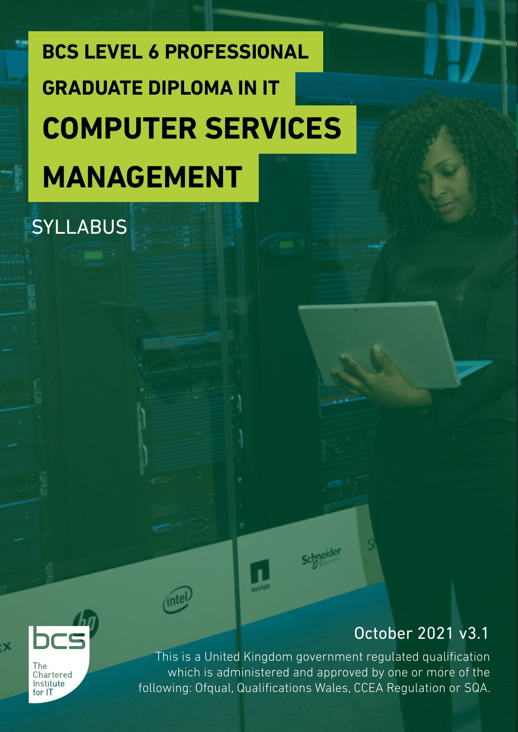# BCS LEVEL 6 PROFESSIONAL GRADUATE DIPLOMA IN IT

# COMPUTER SERVICES MANAGEMENT

## SYLLABUS

October 2021 v3.1

This is a United Kingdom government regulated qualification which is administered and approved by one or more of the following: Ofqual, Qualifications Wales, CCEA Regulation or SQA.

bcs The Chartered Institute for IT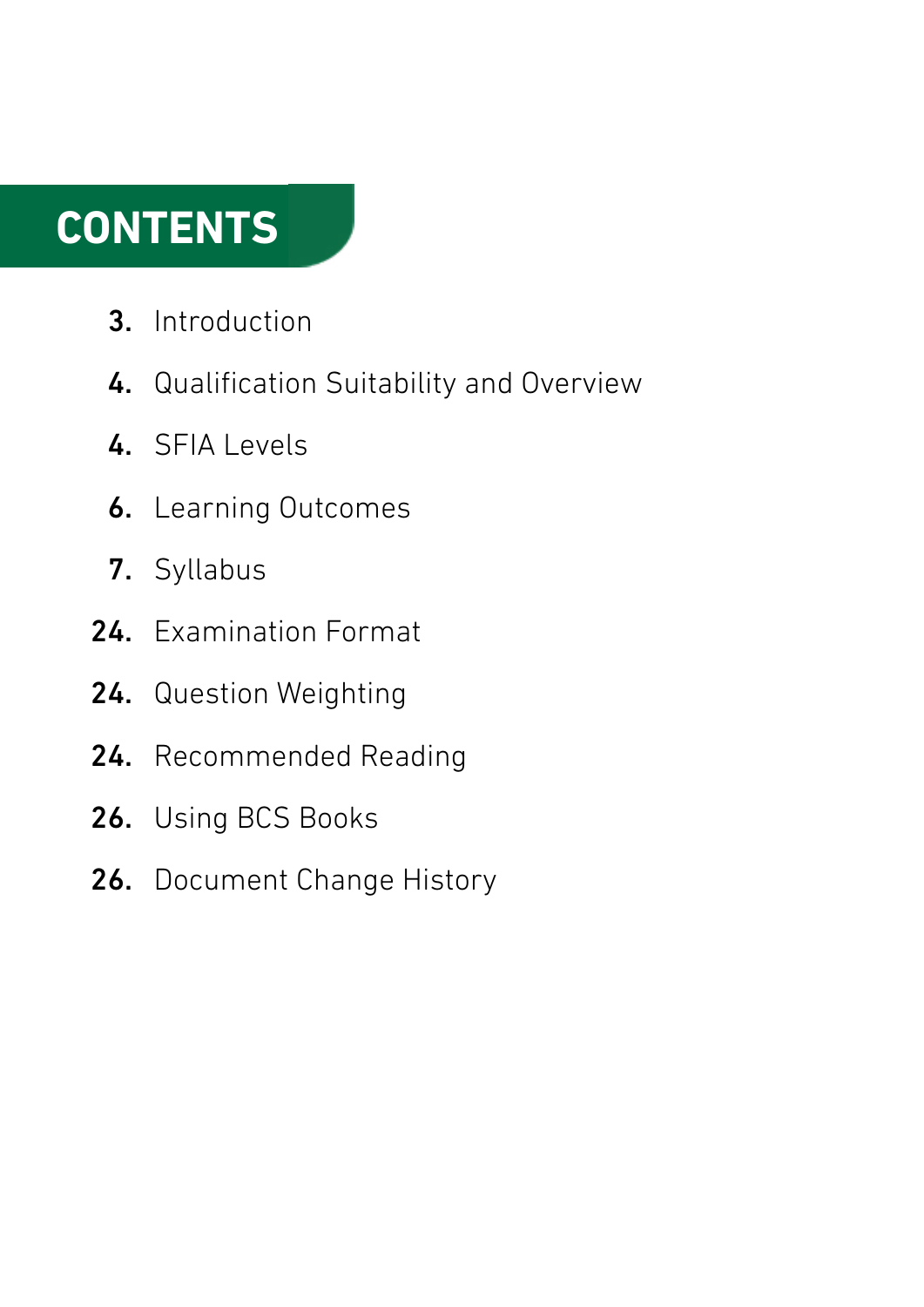# CONTENTS

3. Introduction

4. Qualification Suitability and Overview

4. SFIA Levels

6. Learning Outcomes

7. Syllabus

24. Examination Format

24. Question Weighting

24. Recommended Reading

26. Using BCS Books

26. Document Change History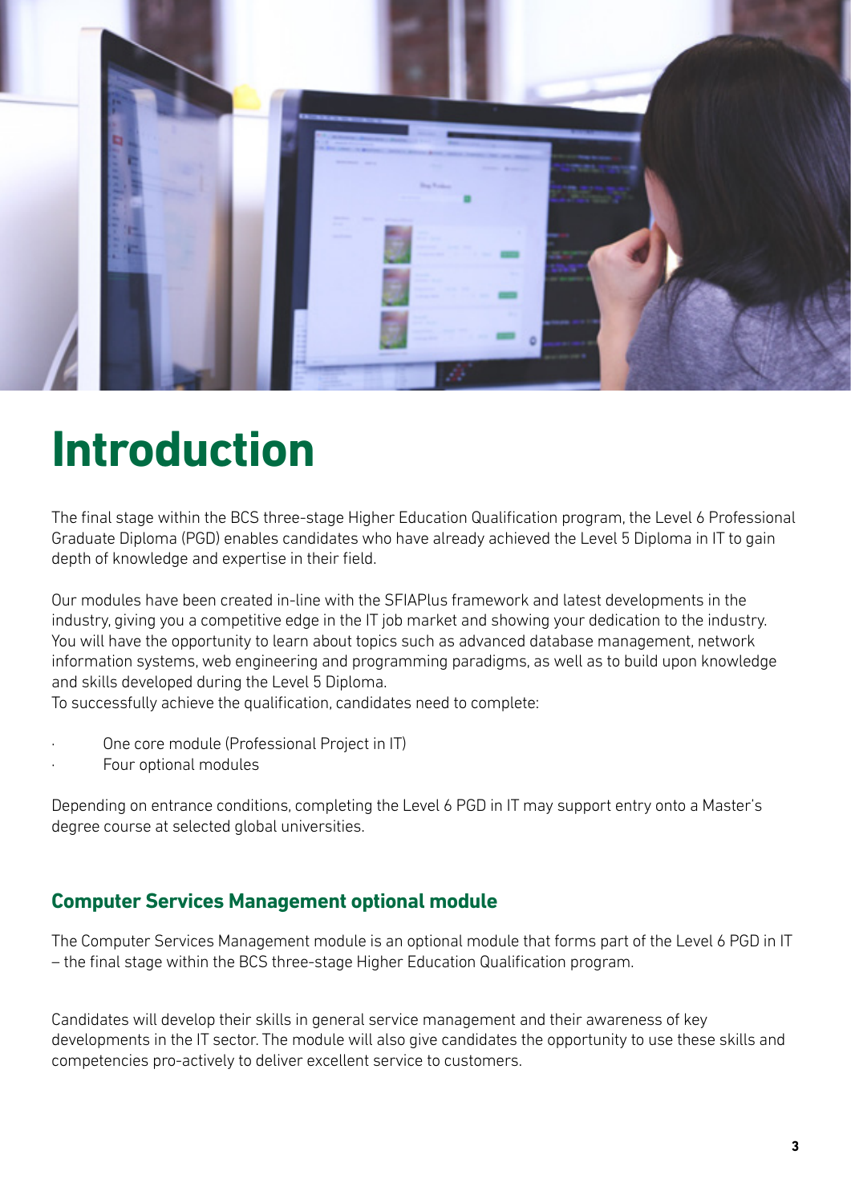# Introduction

The final stage within the BCS three-stage Higher Education Qualification program, the Level 6 Professional Graduate Diploma (PGD) enables candidates who have already achieved the Level 5 Diploma in IT to gain depth of knowledge and expertise in their field.

Our modules have been created in-line with the SFIAPlus framework and latest developments in the industry, giving you a competitive edge in the IT job market and showing your dedication to the industry. You will have the opportunity to learn about topics such as advanced database management, network information systems, web engineering and programming paradigms, as well as to build upon knowledge and skills developed during the Level 5 Diploma.
To successfully achieve the qualification, candidates need to complete:

- One core module (Professional Project in IT)
- Four optional modules

Depending on entrance conditions, completing the Level 6 PGD in IT may support entry onto a Master's degree course at selected global universities.

## Computer Services Management optional module

The Computer Services Management module is an optional module that forms part of the Level 6 PGD in IT – the final stage within the BCS three-stage Higher Education Qualification program.

Candidates will develop their skills in general service management and their awareness of key developments in the IT sector. The module will also give candidates the opportunity to use these skills and competencies pro-actively to deliver excellent service to customers.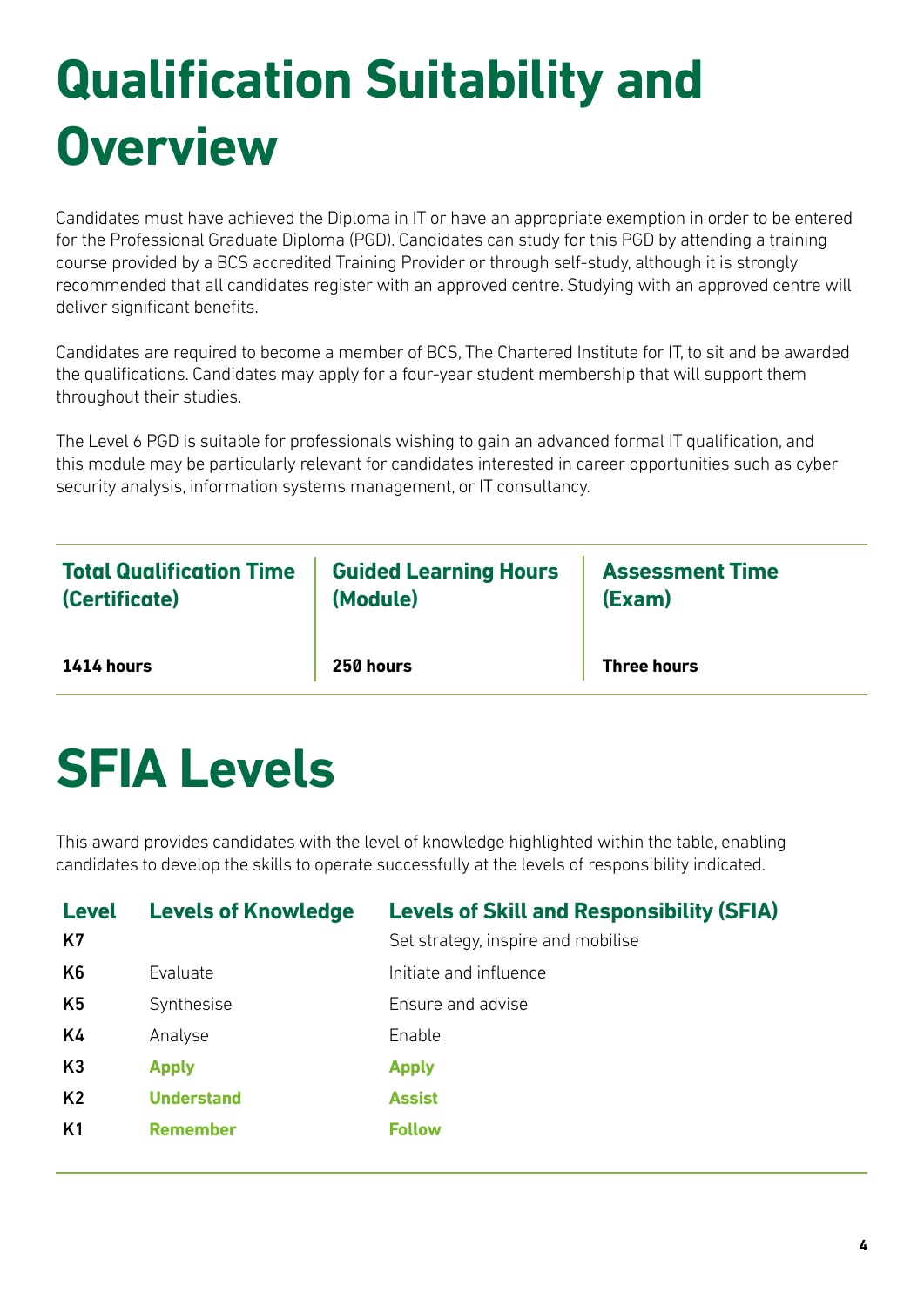# Qualification Suitability and Overview

Candidates must have achieved the Diploma in IT or have an appropriate exemption in order to be entered for the Professional Graduate Diploma (PGD). Candidates can study for this PGD by attending a training course provided by a BCS accredited Training Provider or through self-study, although it is strongly recommended that all candidates register with an approved centre. Studying with an approved centre will deliver significant benefits.

Candidates are required to become a member of BCS, The Chartered Institute for IT, to sit and be awarded the qualifications. Candidates may apply for a four-year student membership that will support them throughout their studies.

The Level 6 PGD is suitable for professionals wishing to gain an advanced formal IT qualification, and this module may be particularly relevant for candidates interested in career opportunities such as cyber security analysis, information systems management, or IT consultancy.

| Total Qualification Time (Certificate) | Guided Learning Hours (Module) | Assessment Time (Exam) |
|---|---|---|
| **1414 hours** | **250 hours** | **Three hours** |

# SFIA Levels

This award provides candidates with the level of knowledge highlighted within the table, enabling candidates to develop the skills to operate successfully at the levels of responsibility indicated.

| Level | Levels of Knowledge | Levels of Skill and Responsibility (SFIA) |
|---|---|---|
| K7 | | Set strategy, inspire and mobilise |
| K6 | Evaluate | Initiate and influence |
| K5 | Synthesise | Ensure and advise |
| K4 | Analyse | Enable |
| K3 | **Apply** | **Apply** |
| K2 | **Understand** | **Assist** |
| K1 | **Remember** | **Follow** |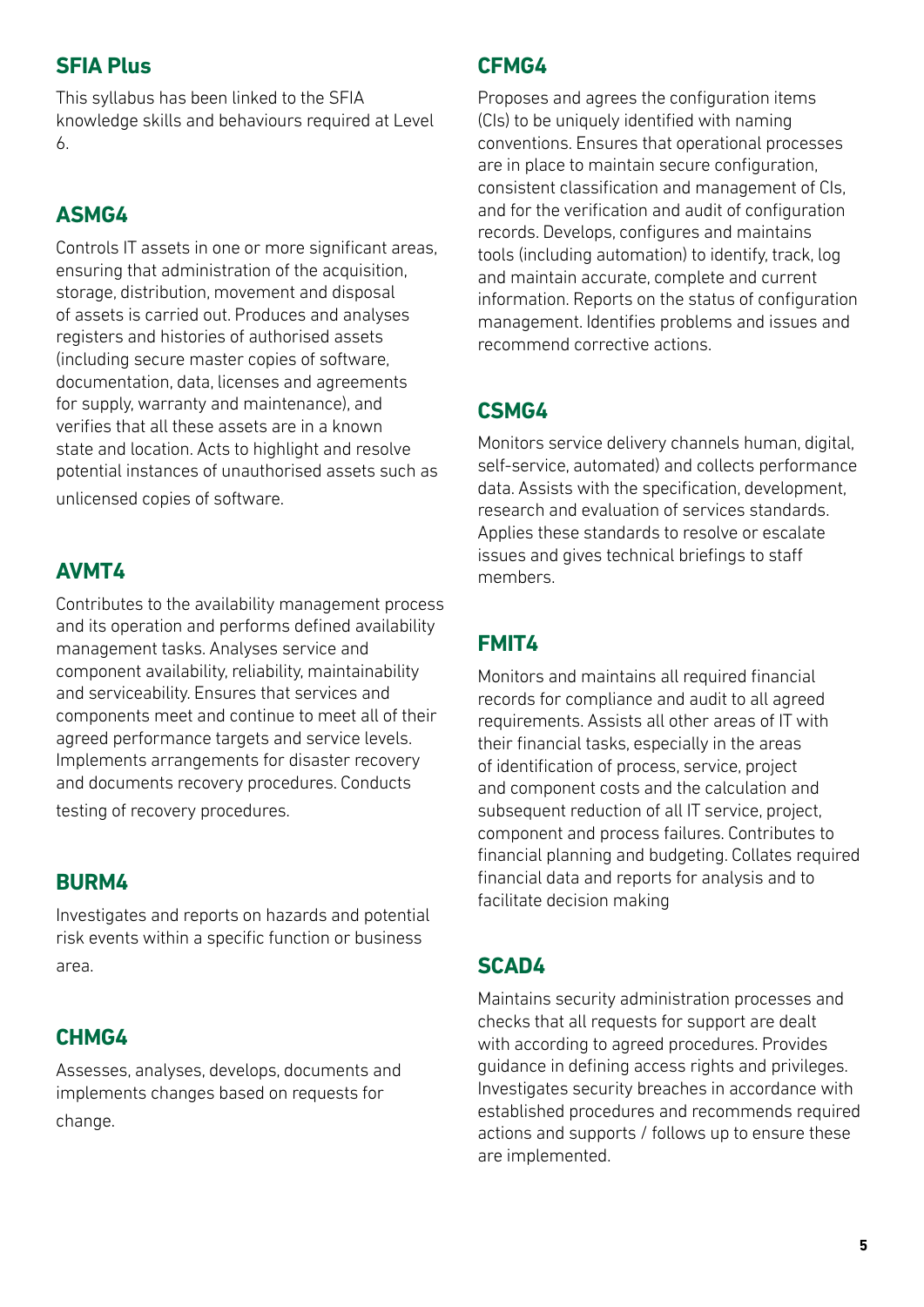## SFIA Plus

This syllabus has been linked to the SFIA knowledge skills and behaviours required at Level 6.

## ASMG4

Controls IT assets in one or more significant areas, ensuring that administration of the acquisition, storage, distribution, movement and disposal of assets is carried out. Produces and analyses registers and histories of authorised assets (including secure master copies of software, documentation, data, licenses and agreements for supply, warranty and maintenance), and verifies that all these assets are in a known state and location. Acts to highlight and resolve potential instances of unauthorised assets such as unlicensed copies of software.

## AVMT4

Contributes to the availability management process and its operation and performs defined availability management tasks. Analyses service and component availability, reliability, maintainability and serviceability. Ensures that services and components meet and continue to meet all of their agreed performance targets and service levels. Implements arrangements for disaster recovery and documents recovery procedures. Conducts testing of recovery procedures.

## BURM4

Investigates and reports on hazards and potential risk events within a specific function or business area.

## CHMG4

Assesses, analyses, develops, documents and implements changes based on requests for change.

## CFMG4

Proposes and agrees the configuration items (CIs) to be uniquely identified with naming conventions. Ensures that operational processes are in place to maintain secure configuration, consistent classification and management of CIs, and for the verification and audit of configuration records. Develops, configures and maintains tools (including automation) to identify, track, log and maintain accurate, complete and current information. Reports on the status of configuration management. Identifies problems and issues and recommend corrective actions.

## CSMG4

Monitors service delivery channels human, digital, self-service, automated) and collects performance data. Assists with the specification, development, research and evaluation of services standards. Applies these standards to resolve or escalate issues and gives technical briefings to staff members.

## FMIT4

Monitors and maintains all required financial records for compliance and audit to all agreed requirements. Assists all other areas of IT with their financial tasks, especially in the areas of identification of process, service, project and component costs and the calculation and subsequent reduction of all IT service, project, component and process failures. Contributes to financial planning and budgeting. Collates required financial data and reports for analysis and to facilitate decision making

## SCAD4

Maintains security administration processes and checks that all requests for support are dealt with according to agreed procedures. Provides guidance in defining access rights and privileges. Investigates security breaches in accordance with established procedures and recommends required actions and supports / follows up to ensure these are implemented.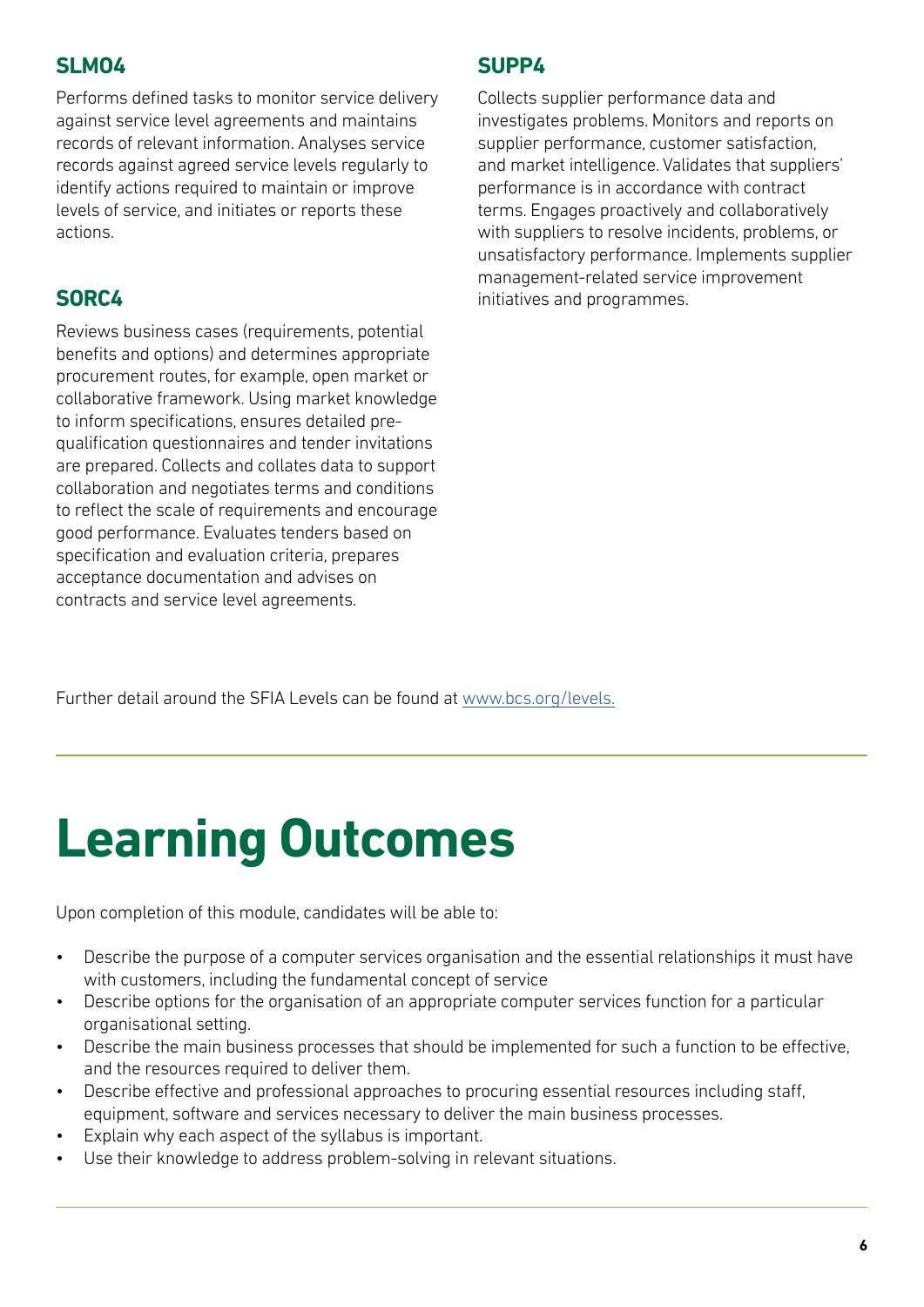### SLM04

Performs defined tasks to monitor service delivery against service level agreements and maintains records of relevant information. Analyses service records against agreed service levels regularly to identify actions required to maintain or improve levels of service, and initiates or reports these actions.

### SORC4

Reviews business cases (requirements, potential benefits and options) and determines appropriate procurement routes, for example, open market or collaborative framework. Using market knowledge to inform specifications, ensures detailed pre-qualification questionnaires and tender invitations are prepared. Collects and collates data to support collaboration and negotiates terms and conditions to reflect the scale of requirements and encourage good performance. Evaluates tenders based on specification and evaluation criteria, prepares acceptance documentation and advises on contracts and service level agreements.

### SUPP4

Collects supplier performance data and investigates problems. Monitors and reports on supplier performance, customer satisfaction, and market intelligence. Validates that suppliers' performance is in accordance with contract terms. Engages proactively and collaboratively with suppliers to resolve incidents, problems, or unsatisfactory performance. Implements supplier management-related service improvement initiatives and programmes.

Further detail around the SFIA Levels can be found at [www.bcs.org/levels.](http://www.bcs.org/levels)

# Learning Outcomes

Upon completion of this module, candidates will be able to:

- Describe the purpose of a computer services organisation and the essential relationships it must have with customers, including the fundamental concept of service
- Describe options for the organisation of an appropriate computer services function for a particular organisational setting.
- Describe the main business processes that should be implemented for such a function to be effective, and the resources required to deliver them.
- Describe effective and professional approaches to procuring essential resources including staff, equipment, software and services necessary to deliver the main business processes.
- Explain why each aspect of the syllabus is important.
- Use their knowledge to address problem-solving in relevant situations.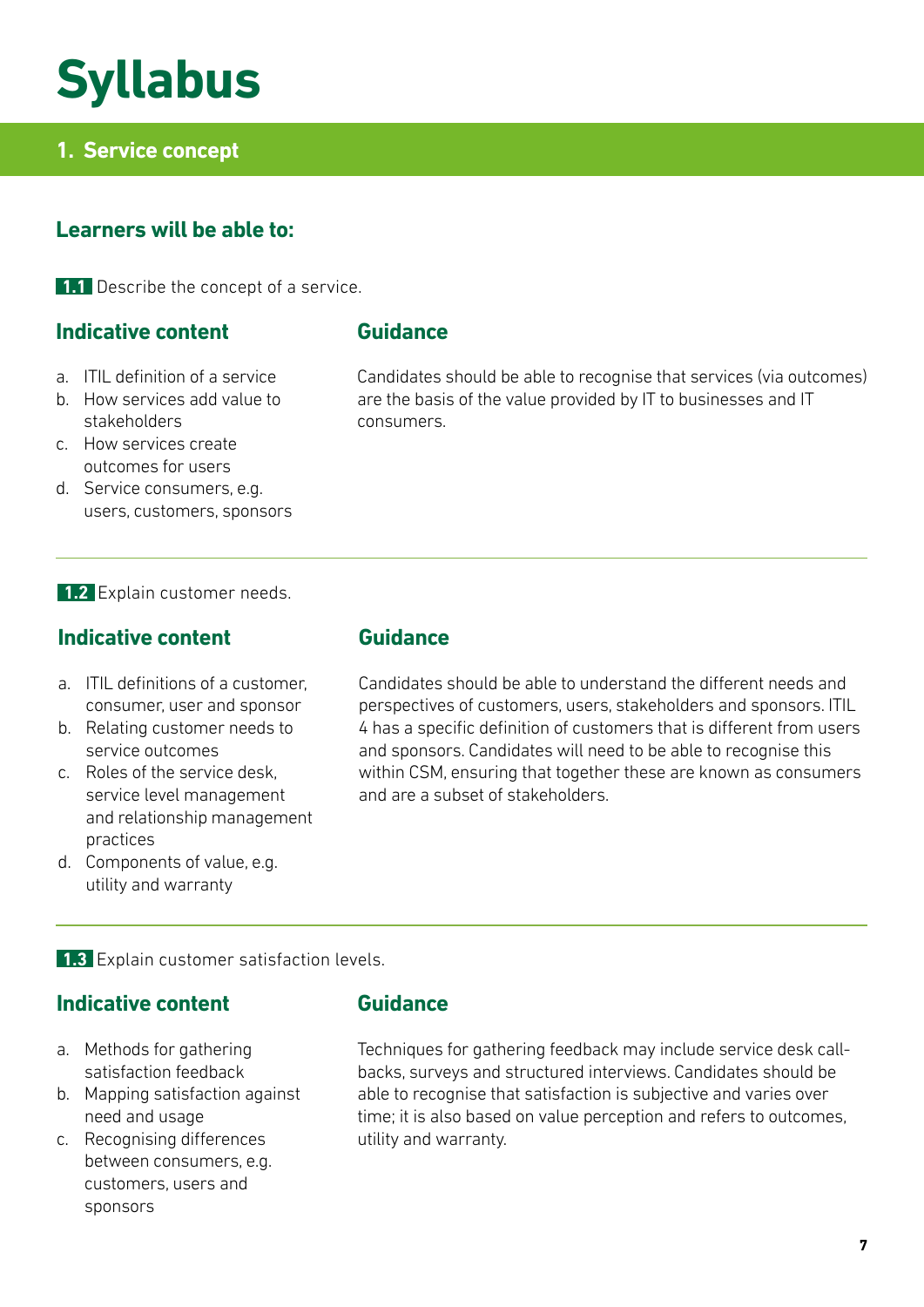# Syllabus

## 1. Service concept

### Learners will be able to:

**1.1** Describe the concept of a service.

#### Indicative content

a. ITIL definition of a service
b. How services add value to stakeholders
c. How services create outcomes for users
d. Service consumers, e.g. users, customers, sponsors

#### Guidance

Candidates should be able to recognise that services (via outcomes) are the basis of the value provided by IT to businesses and IT consumers.

---

**1.2** Explain customer needs.

#### Indicative content

a. ITIL definitions of a customer, consumer, user and sponsor
b. Relating customer needs to service outcomes
c. Roles of the service desk, service level management and relationship management practices
d. Components of value, e.g. utility and warranty

#### Guidance

Candidates should be able to understand the different needs and perspectives of customers, users, stakeholders and sponsors. ITIL 4 has a specific definition of customers that is different from users and sponsors. Candidates will need to be able to recognise this within CSM, ensuring that together these are known as consumers and are a subset of stakeholders.

---

**1.3** Explain customer satisfaction levels.

#### Indicative content

a. Methods for gathering satisfaction feedback
b. Mapping satisfaction against need and usage
c. Recognising differences between consumers, e.g. customers, users and sponsors

#### Guidance

Techniques for gathering feedback may include service desk call-backs, surveys and structured interviews. Candidates should be able to recognise that satisfaction is subjective and varies over time; it is also based on value perception and refers to outcomes, utility and warranty.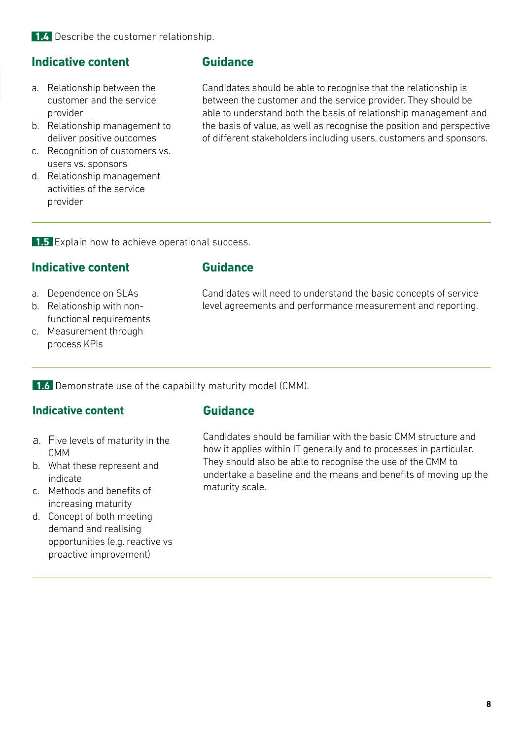**1.4** Describe the customer relationship.

### Indicative content

a. Relationship between the customer and the service provider
b. Relationship management to deliver positive outcomes
c. Recognition of customers vs. users vs. sponsors
d. Relationship management activities of the service provider

### Guidance

Candidates should be able to recognise that the relationship is between the customer and the service provider. They should be able to understand both the basis of relationship management and the basis of value, as well as recognise the position and perspective of different stakeholders including users, customers and sponsors.

---

**1.5** Explain how to achieve operational success.

### Indicative content

a. Dependence on SLAs
b. Relationship with non-functional requirements
c. Measurement through process KPIs

### Guidance

Candidates will need to understand the basic concepts of service level agreements and performance measurement and reporting.

---

**1.6** Demonstrate use of the capability maturity model (CMM).

### Indicative content

a. Five levels of maturity in the CMM
b. What these represent and indicate
c. Methods and benefits of increasing maturity
d. Concept of both meeting demand and realising opportunities (e.g. reactive vs proactive improvement)

### Guidance

Candidates should be familiar with the basic CMM structure and how it applies within IT generally and to processes in particular. They should also be able to recognise the use of the CMM to undertake a baseline and the means and benefits of moving up the maturity scale.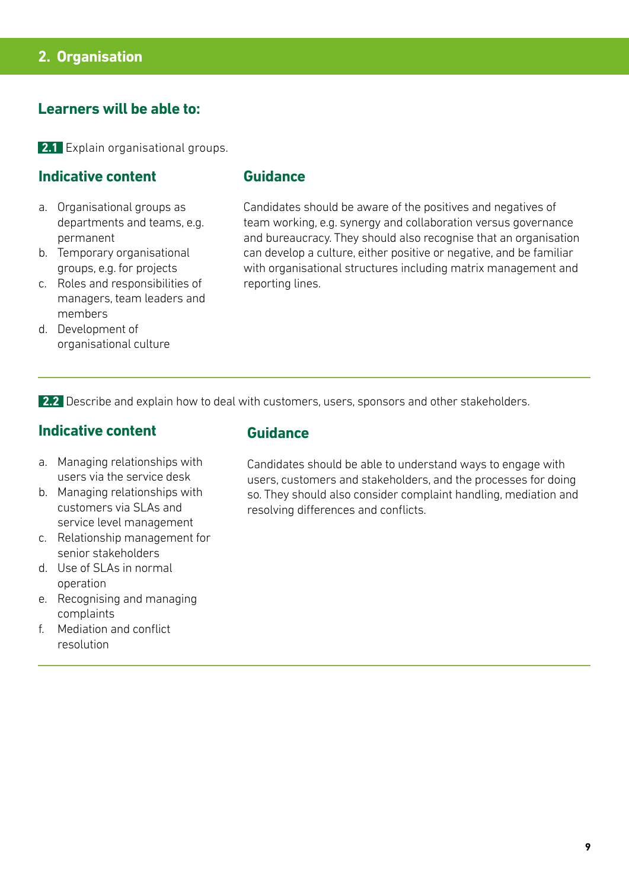## 2. Organisation

### Learners will be able to:

**2.1** Explain organisational groups.

#### Indicative content

a. Organisational groups as departments and teams, e.g. permanent
b. Temporary organisational groups, e.g. for projects
c. Roles and responsibilities of managers, team leaders and members
d. Development of organisational culture

#### Guidance

Candidates should be aware of the positives and negatives of team working, e.g. synergy and collaboration versus governance and bureaucracy. They should also recognise that an organisation can develop a culture, either positive or negative, and be familiar with organisational structures including matrix management and reporting lines.

---

**2.2** Describe and explain how to deal with customers, users, sponsors and other stakeholders.

#### Indicative content

a. Managing relationships with users via the service desk
b. Managing relationships with customers via SLAs and service level management
c. Relationship management for senior stakeholders
d. Use of SLAs in normal operation
e. Recognising and managing complaints
f. Mediation and conflict resolution

#### Guidance

Candidates should be able to understand ways to engage with users, customers and stakeholders, and the processes for doing so. They should also consider complaint handling, mediation and resolving differences and conflicts.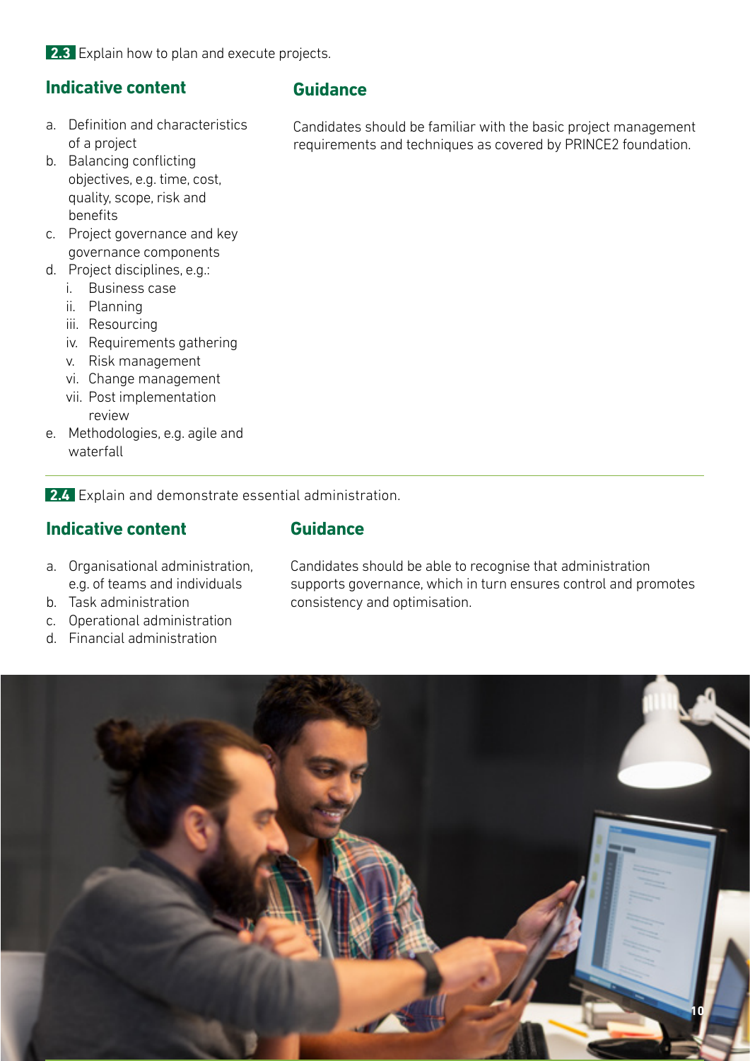**2.3** Explain how to plan and execute projects.

### Indicative content

a. Definition and characteristics of a project
b. Balancing conflicting objectives, e.g. time, cost, quality, scope, risk and benefits
c. Project governance and key governance components
d. Project disciplines, e.g.:
   i. Business case
   ii. Planning
   iii. Resourcing
   iv. Requirements gathering
   v. Risk management
   vi. Change management
   vii. Post implementation review
e. Methodologies, e.g. agile and waterfall

### Guidance

Candidates should be familiar with the basic project management requirements and techniques as covered by PRINCE2 foundation.

---

**2.4** Explain and demonstrate essential administration.

### Indicative content

a. Organisational administration, e.g. of teams and individuals
b. Task administration
c. Operational administration
d. Financial administration

### Guidance

Candidates should be able to recognise that administration supports governance, which in turn ensures control and promotes consistency and optimisation.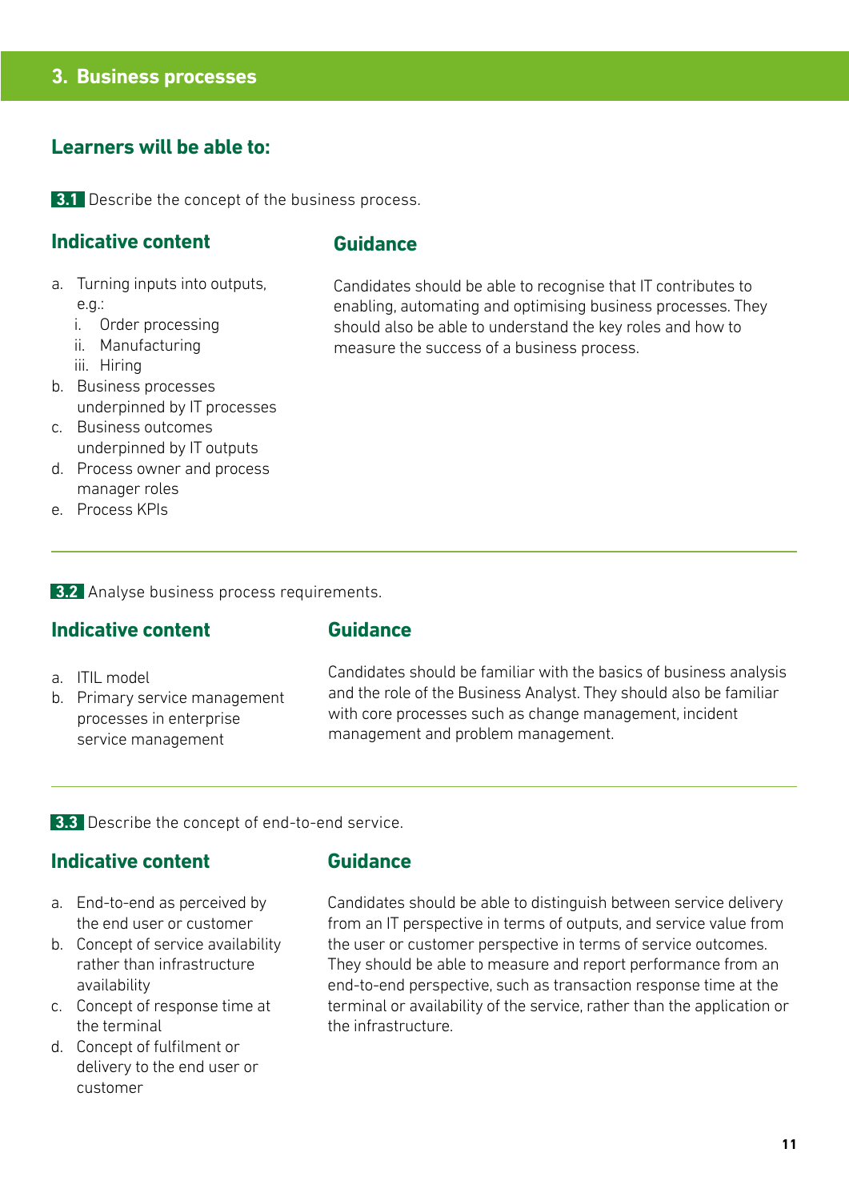## 3. Business processes

### Learners will be able to:

**3.1** Describe the concept of the business process.

#### Indicative content

a. Turning inputs into outputs, e.g.:
   i. Order processing
   ii. Manufacturing
   iii. Hiring
b. Business processes underpinned by IT processes
c. Business outcomes underpinned by IT outputs
d. Process owner and process manager roles
e. Process KPIs

#### Guidance

Candidates should be able to recognise that IT contributes to enabling, automating and optimising business processes. They should also be able to understand the key roles and how to measure the success of a business process.

---

**3.2** Analyse business process requirements.

#### Indicative content

a. ITIL model
b. Primary service management processes in enterprise service management

#### Guidance

Candidates should be familiar with the basics of business analysis and the role of the Business Analyst. They should also be familiar with core processes such as change management, incident management and problem management.

---

**3.3** Describe the concept of end-to-end service.

#### Indicative content

a. End-to-end as perceived by the end user or customer
b. Concept of service availability rather than infrastructure availability
c. Concept of response time at the terminal
d. Concept of fulfilment or delivery to the end user or customer

#### Guidance

Candidates should be able to distinguish between service delivery from an IT perspective in terms of outputs, and service value from the user or customer perspective in terms of service outcomes. They should be able to measure and report performance from an end-to-end perspective, such as transaction response time at the terminal or availability of the service, rather than the application or the infrastructure.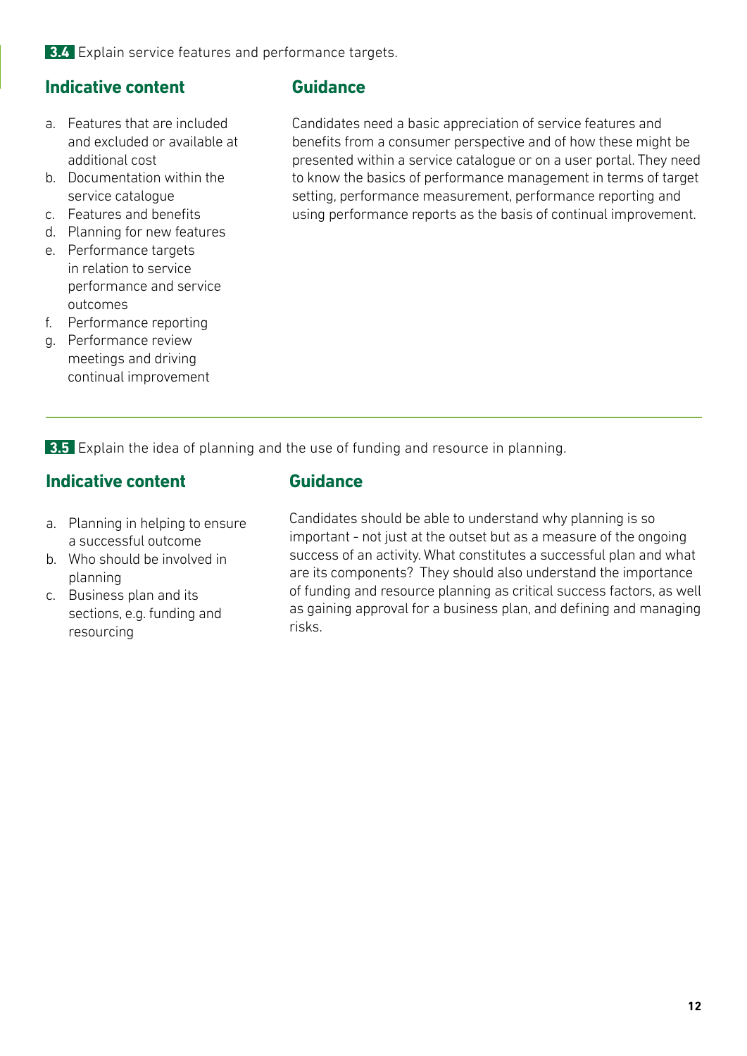**3.4** Explain service features and performance targets.

### Indicative content

a. Features that are included and excluded or available at additional cost
b. Documentation within the service catalogue
c. Features and benefits
d. Planning for new features
e. Performance targets in relation to service performance and service outcomes
f. Performance reporting
g. Performance review meetings and driving continual improvement

### Guidance

Candidates need a basic appreciation of service features and benefits from a consumer perspective and of how these might be presented within a service catalogue or on a user portal. They need to know the basics of performance management in terms of target setting, performance measurement, performance reporting and using performance reports as the basis of continual improvement.

---

**3.5** Explain the idea of planning and the use of funding and resource in planning.

### Indicative content

a. Planning in helping to ensure a successful outcome
b. Who should be involved in planning
c. Business plan and its sections, e.g. funding and resourcing

### Guidance

Candidates should be able to understand why planning is so important - not just at the outset but as a measure of the ongoing success of an activity. What constitutes a successful plan and what are its components? They should also understand the importance of funding and resource planning as critical success factors, as well as gaining approval for a business plan, and defining and managing risks.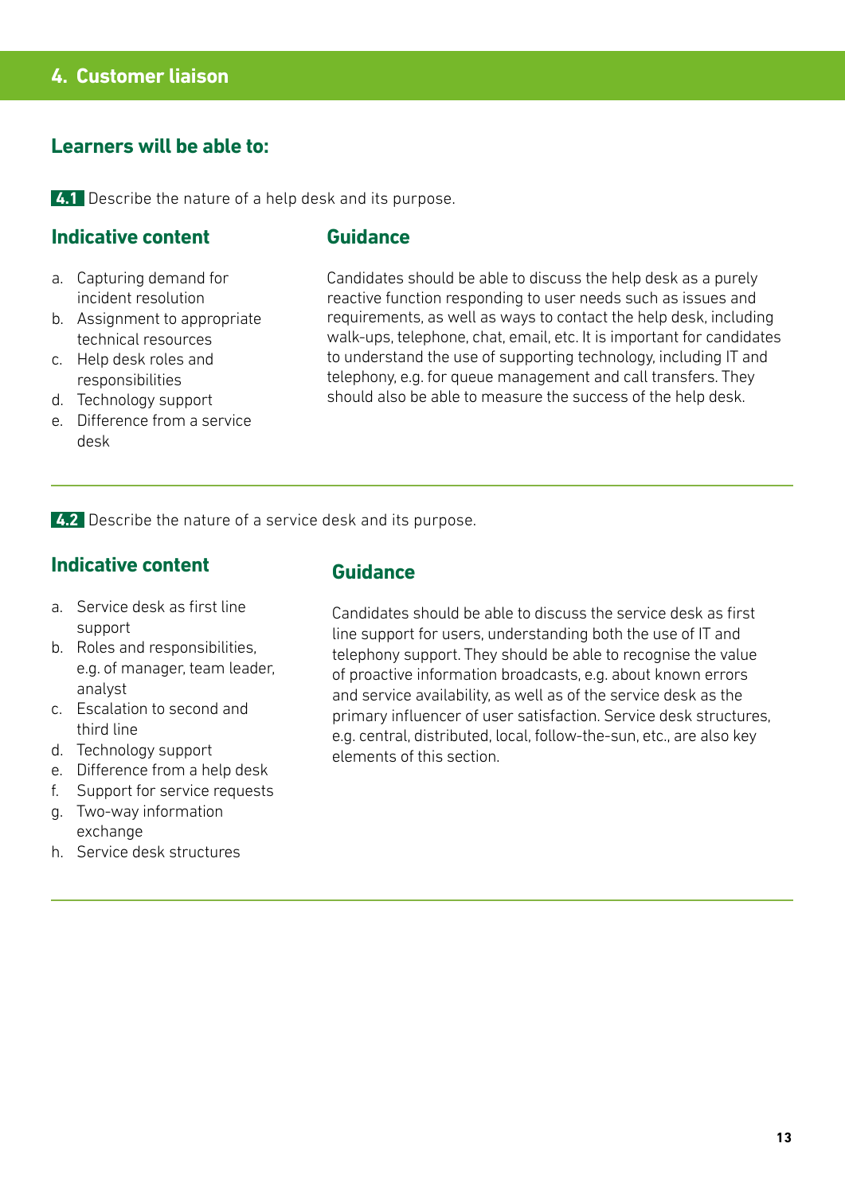## 4. Customer liaison

### Learners will be able to:

**4.1** Describe the nature of a help desk and its purpose.

#### Indicative content

a. Capturing demand for incident resolution
b. Assignment to appropriate technical resources
c. Help desk roles and responsibilities
d. Technology support
e. Difference from a service desk

#### Guidance

Candidates should be able to discuss the help desk as a purely reactive function responding to user needs such as issues and requirements, as well as ways to contact the help desk, including walk-ups, telephone, chat, email, etc. It is important for candidates to understand the use of supporting technology, including IT and telephony, e.g. for queue management and call transfers. They should also be able to measure the success of the help desk.

---

**4.2** Describe the nature of a service desk and its purpose.

#### Indicative content

a. Service desk as first line support
b. Roles and responsibilities, e.g. of manager, team leader, analyst
c. Escalation to second and third line
d. Technology support
e. Difference from a help desk
f. Support for service requests
g. Two-way information exchange
h. Service desk structures

#### Guidance

Candidates should be able to discuss the service desk as first line support for users, understanding both the use of IT and telephony support. They should be able to recognise the value of proactive information broadcasts, e.g. about known errors and service availability, as well as of the service desk as the primary influencer of user satisfaction. Service desk structures, e.g. central, distributed, local, follow-the-sun, etc., are also key elements of this section.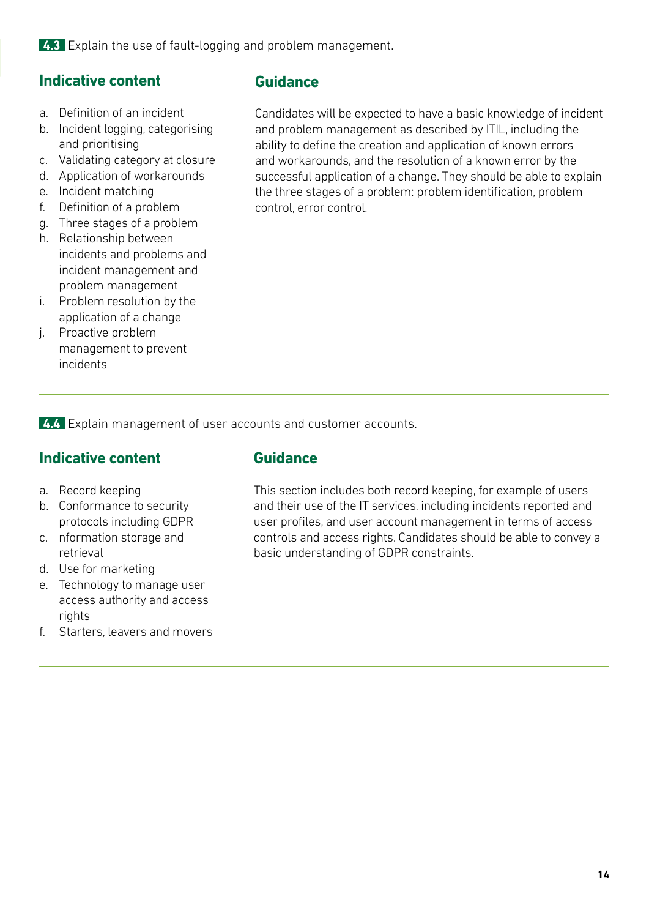**4.3** Explain the use of fault-logging and problem management.

## Indicative content

a. Definition of an incident
b. Incident logging, categorising and prioritising
c. Validating category at closure
d. Application of workarounds
e. Incident matching
f. Definition of a problem
g. Three stages of a problem
h. Relationship between incidents and problems and incident management and problem management
i. Problem resolution by the application of a change
j. Proactive problem management to prevent incidents

## Guidance

Candidates will be expected to have a basic knowledge of incident and problem management as described by ITIL, including the ability to define the creation and application of known errors and workarounds, and the resolution of a known error by the successful application of a change. They should be able to explain the three stages of a problem: problem identification, problem control, error control.

---

**4.4** Explain management of user accounts and customer accounts.

## Indicative content

a. Record keeping
b. Conformance to security protocols including GDPR
c. nformation storage and retrieval
d. Use for marketing
e. Technology to manage user access authority and access rights
f. Starters, leavers and movers

## Guidance

This section includes both record keeping, for example of users and their use of the IT services, including incidents reported and user profiles, and user account management in terms of access controls and access rights. Candidates should be able to convey a basic understanding of GDPR constraints.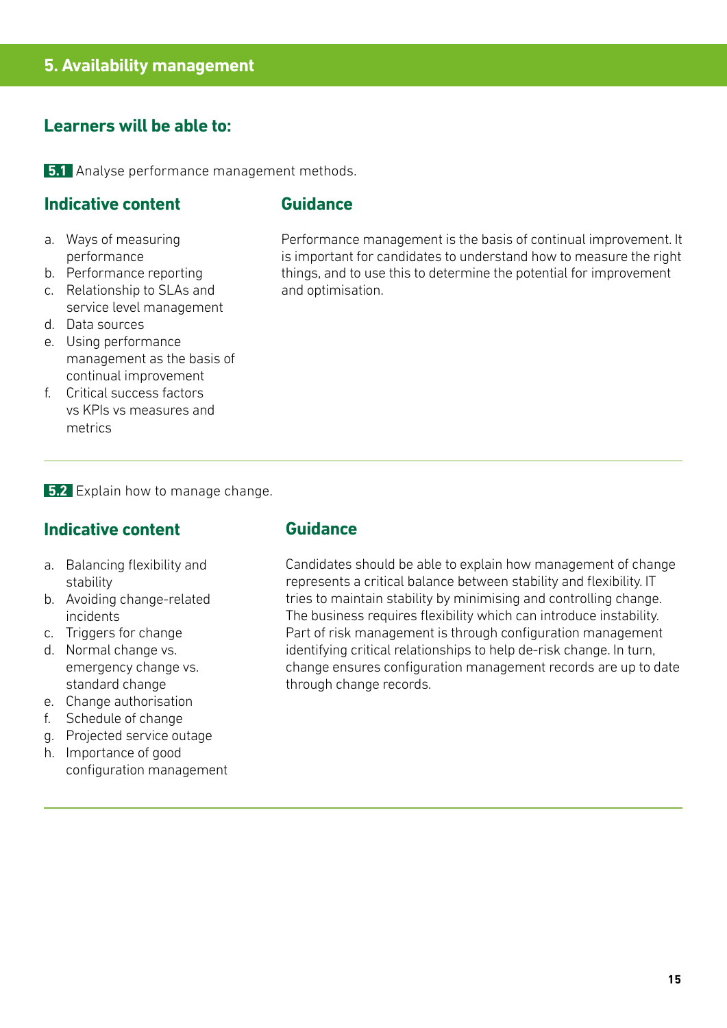## 5. Availability management

### Learners will be able to:

**5.1** Analyse performance management methods.

#### Indicative content

a. Ways of measuring performance
b. Performance reporting
c. Relationship to SLAs and service level management
d. Data sources
e. Using performance management as the basis of continual improvement
f. Critical success factors vs KPIs vs measures and metrics

#### Guidance

Performance management is the basis of continual improvement. It is important for candidates to understand how to measure the right things, and to use this to determine the potential for improvement and optimisation.

---

**5.2** Explain how to manage change.

#### Indicative content

a. Balancing flexibility and stability
b. Avoiding change-related incidents
c. Triggers for change
d. Normal change vs. emergency change vs. standard change
e. Change authorisation
f. Schedule of change
g. Projected service outage
h. Importance of good configuration management

#### Guidance

Candidates should be able to explain how management of change represents a critical balance between stability and flexibility. IT tries to maintain stability by minimising and controlling change. The business requires flexibility which can introduce instability. Part of risk management is through configuration management identifying critical relationships to help de-risk change. In turn, change ensures configuration management records are up to date through change records.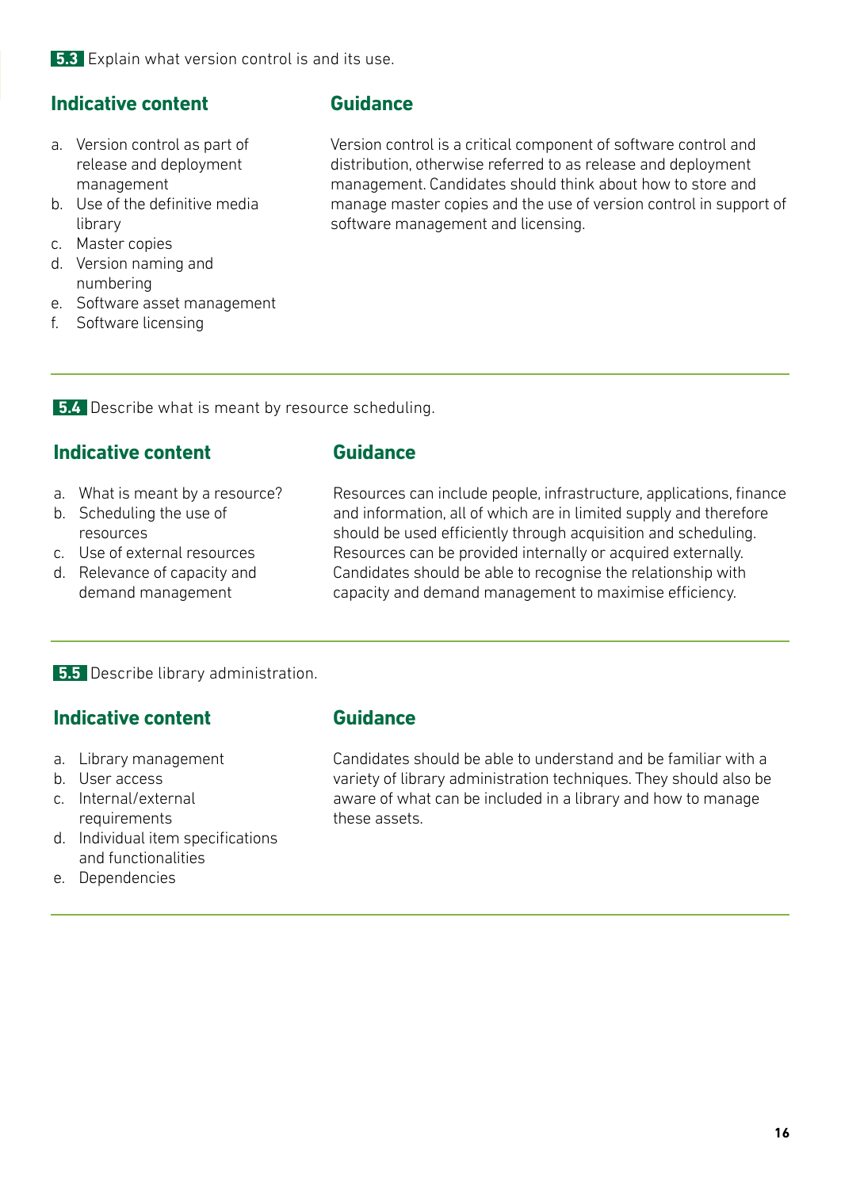**5.3** Explain what version control is and its use.

### Indicative content

a. Version control as part of release and deployment management
b. Use of the definitive media library
c. Master copies
d. Version naming and numbering
e. Software asset management
f. Software licensing

### Guidance

Version control is a critical component of software control and distribution, otherwise referred to as release and deployment management. Candidates should think about how to store and manage master copies and the use of version control in support of software management and licensing.

---

**5.4** Describe what is meant by resource scheduling.

### Indicative content

a. What is meant by a resource?
b. Scheduling the use of resources
c. Use of external resources
d. Relevance of capacity and demand management

### Guidance

Resources can include people, infrastructure, applications, finance and information, all of which are in limited supply and therefore should be used efficiently through acquisition and scheduling. Resources can be provided internally or acquired externally. Candidates should be able to recognise the relationship with capacity and demand management to maximise efficiency.

---

**5.5** Describe library administration.

### Indicative content

a. Library management
b. User access
c. Internal/external requirements
d. Individual item specifications and functionalities
e. Dependencies

### Guidance

Candidates should be able to understand and be familiar with a variety of library administration techniques. They should also be aware of what can be included in a library and how to manage these assets.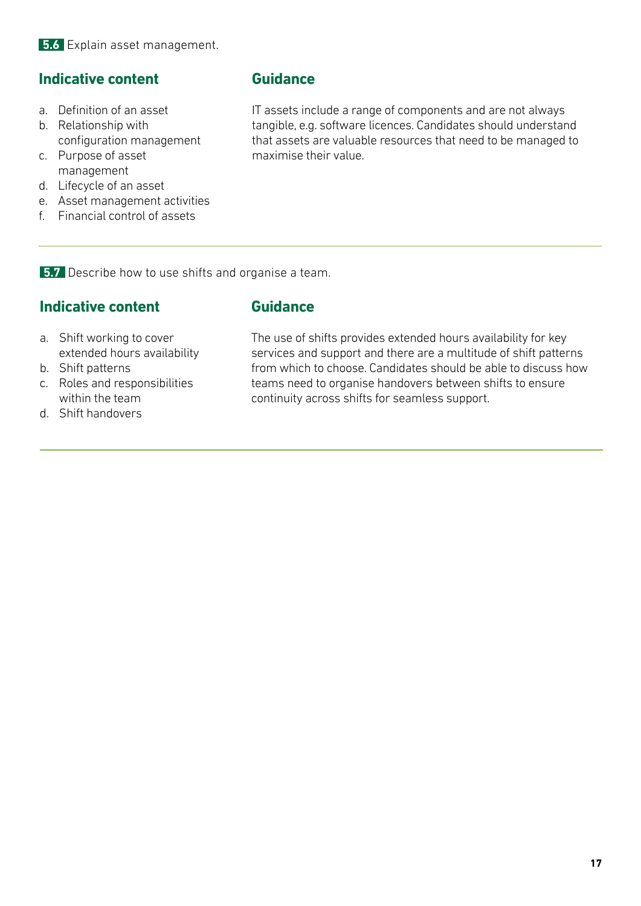**5.6** Explain asset management.

### Indicative content

a. Definition of an asset
b. Relationship with configuration management
c. Purpose of asset management
d. Lifecycle of an asset
e. Asset management activities
f. Financial control of assets

### Guidance

IT assets include a range of components and are not always tangible, e.g. software licences. Candidates should understand that assets are valuable resources that need to be managed to maximise their value.

---

**5.7** Describe how to use shifts and organise a team.

### Indicative content

a. Shift working to cover extended hours availability
b. Shift patterns
c. Roles and responsibilities within the team
d. Shift handovers

### Guidance

The use of shifts provides extended hours availability for key services and support and there are a multitude of shift patterns from which to choose. Candidates should be able to discuss how teams need to organise handovers between shifts to ensure continuity across shifts for seamless support.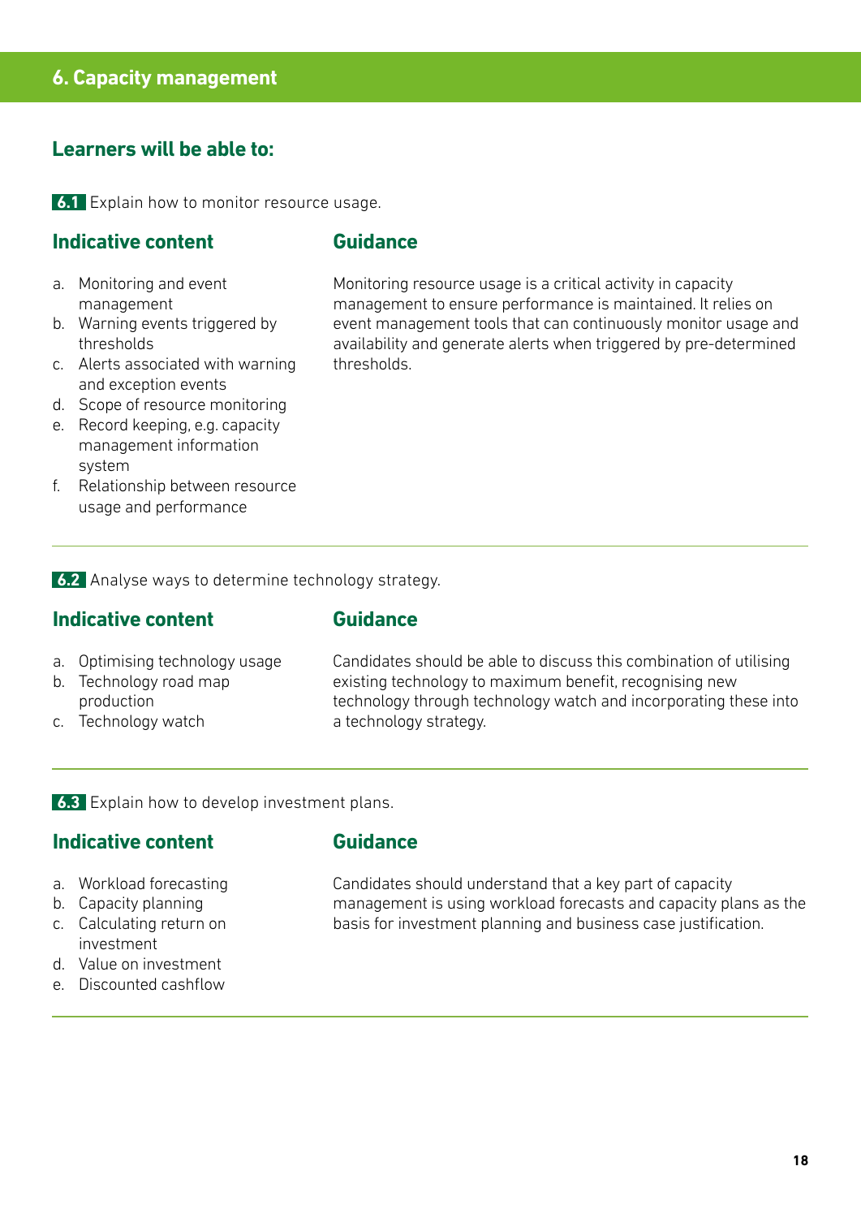## 6. Capacity management

### Learners will be able to:

**6.1** Explain how to monitor resource usage.

#### Indicative content

a. Monitoring and event management
b. Warning events triggered by thresholds
c. Alerts associated with warning and exception events
d. Scope of resource monitoring
e. Record keeping, e.g. capacity management information system
f. Relationship between resource usage and performance

#### Guidance

Monitoring resource usage is a critical activity in capacity management to ensure performance is maintained. It relies on event management tools that can continuously monitor usage and availability and generate alerts when triggered by pre-determined thresholds.

---

**6.2** Analyse ways to determine technology strategy.

#### Indicative content

a. Optimising technology usage
b. Technology road map production
c. Technology watch

#### Guidance

Candidates should be able to discuss this combination of utilising existing technology to maximum benefit, recognising new technology through technology watch and incorporating these into a technology strategy.

---

**6.3** Explain how to develop investment plans.

#### Indicative content

a. Workload forecasting
b. Capacity planning
c. Calculating return on investment
d. Value on investment
e. Discounted cashflow

#### Guidance

Candidates should understand that a key part of capacity management is using workload forecasts and capacity plans as the basis for investment planning and business case justification.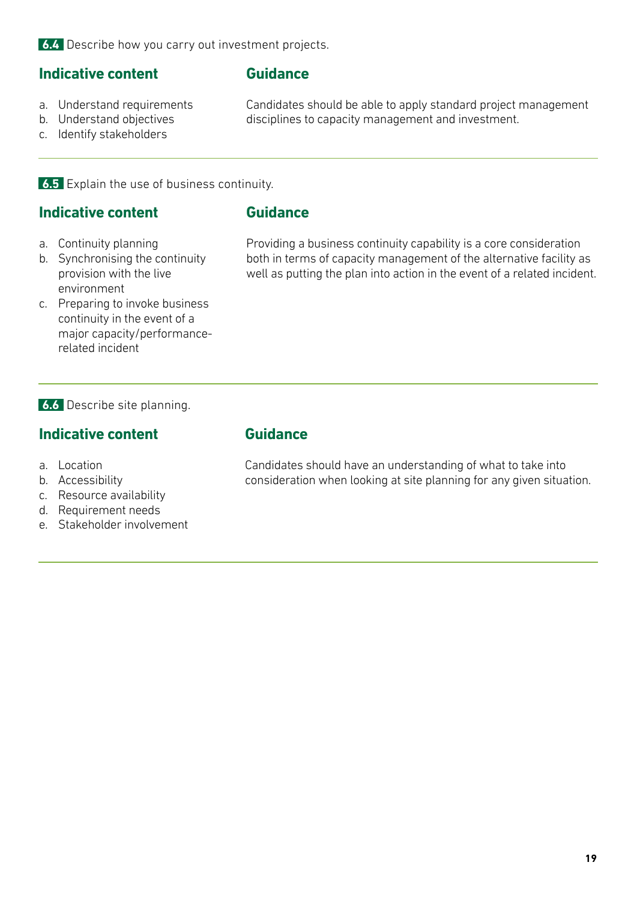**6.4** Describe how you carry out investment projects.

| Indicative content | Guidance |
| --- | --- |
| a. Understand requirements<br>b. Understand objectives<br>c. Identify stakeholders | Candidates should be able to apply standard project management disciplines to capacity management and investment. |

**6.5** Explain the use of business continuity.

| Indicative content | Guidance |
| --- | --- |
| a. Continuity planning<br>b. Synchronising the continuity provision with the live environment<br>c. Preparing to invoke business continuity in the event of a major capacity/performance-related incident | Providing a business continuity capability is a core consideration both in terms of capacity management of the alternative facility as well as putting the plan into action in the event of a related incident. |

**6.6** Describe site planning.

| Indicative content | Guidance |
| --- | --- |
| a. Location<br>b. Accessibility<br>c. Resource availability<br>d. Requirement needs<br>e. Stakeholder involvement | Candidates should have an understanding of what to take into consideration when looking at site planning for any given situation. |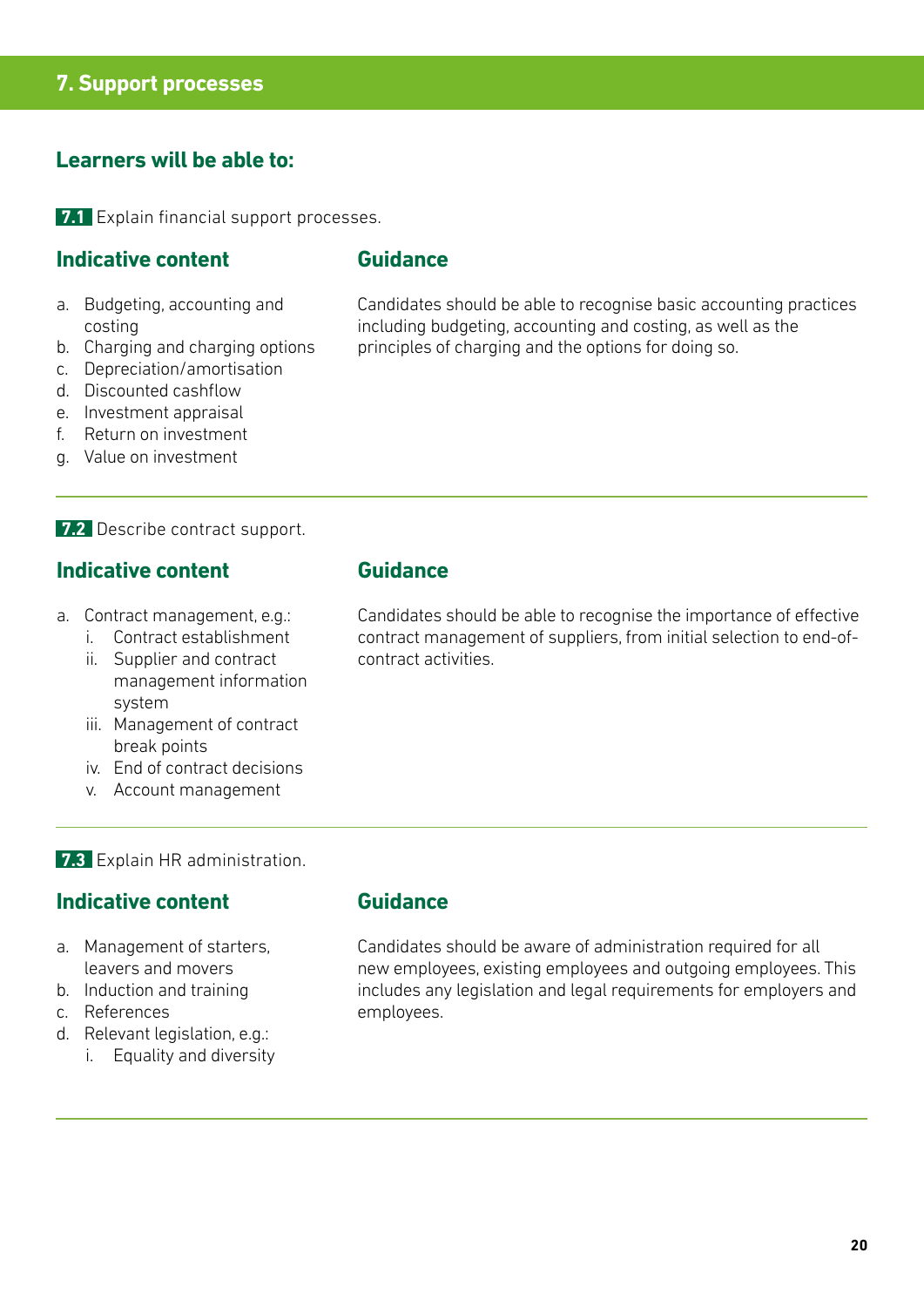## 7. Support processes

### Learners will be able to:

**7.1** Explain financial support processes.

#### Indicative content

a. Budgeting, accounting and costing
b. Charging and charging options
c. Depreciation/amortisation
d. Discounted cashflow
e. Investment appraisal
f. Return on investment
g. Value on investment

#### Guidance

Candidates should be able to recognise basic accounting practices including budgeting, accounting and costing, as well as the principles of charging and the options for doing so.

---

**7.2** Describe contract support.

#### Indicative content

a. Contract management, e.g.:
   i. Contract establishment
   ii. Supplier and contract management information system
   iii. Management of contract break points
   iv. End of contract decisions
   v. Account management

#### Guidance

Candidates should be able to recognise the importance of effective contract management of suppliers, from initial selection to end-of-contract activities.

---

**7.3** Explain HR administration.

#### Indicative content

a. Management of starters, leavers and movers
b. Induction and training
c. References
d. Relevant legislation, e.g.:
   i. Equality and diversity

#### Guidance

Candidates should be aware of administration required for all new employees, existing employees and outgoing employees. This includes any legislation and legal requirements for employers and employees.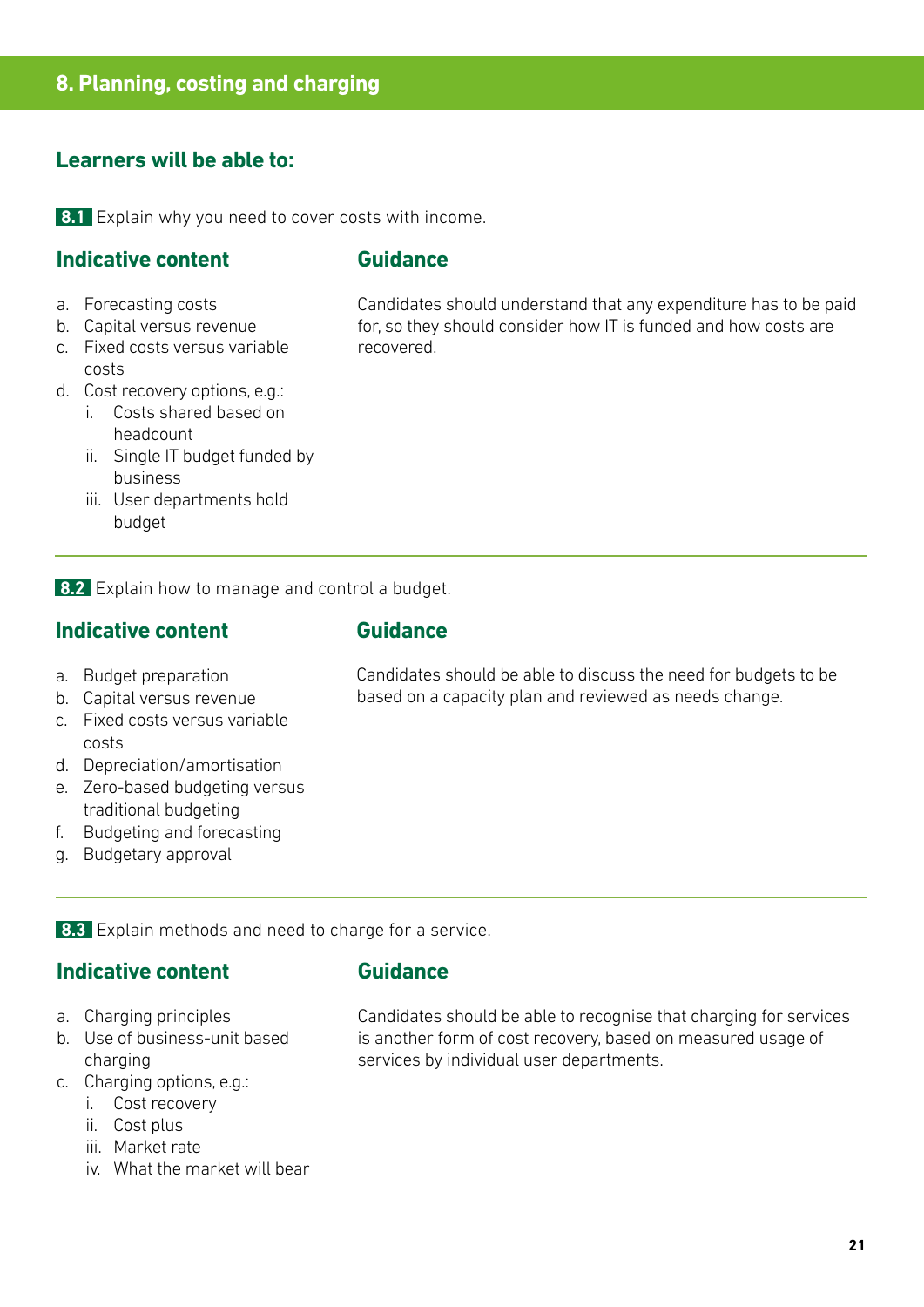## 8. Planning, costing and charging

### Learners will be able to:

**8.1** Explain why you need to cover costs with income.

#### Indicative content

a. Forecasting costs
b. Capital versus revenue
c. Fixed costs versus variable costs
d. Cost recovery options, e.g.:
   i. Costs shared based on headcount
   ii. Single IT budget funded by business
   iii. User departments hold budget

#### Guidance

Candidates should understand that any expenditure has to be paid for, so they should consider how IT is funded and how costs are recovered.

---

**8.2** Explain how to manage and control a budget.

#### Indicative content

a. Budget preparation
b. Capital versus revenue
c. Fixed costs versus variable costs
d. Depreciation/amortisation
e. Zero-based budgeting versus traditional budgeting
f. Budgeting and forecasting
g. Budgetary approval

#### Guidance

Candidates should be able to discuss the need for budgets to be based on a capacity plan and reviewed as needs change.

---

**8.3** Explain methods and need to charge for a service.

#### Indicative content

a. Charging principles
b. Use of business-unit based charging
c. Charging options, e.g.:
   i. Cost recovery
   ii. Cost plus
   iii. Market rate
   iv. What the market will bear

#### Guidance

Candidates should be able to recognise that charging for services is another form of cost recovery, based on measured usage of services by individual user departments.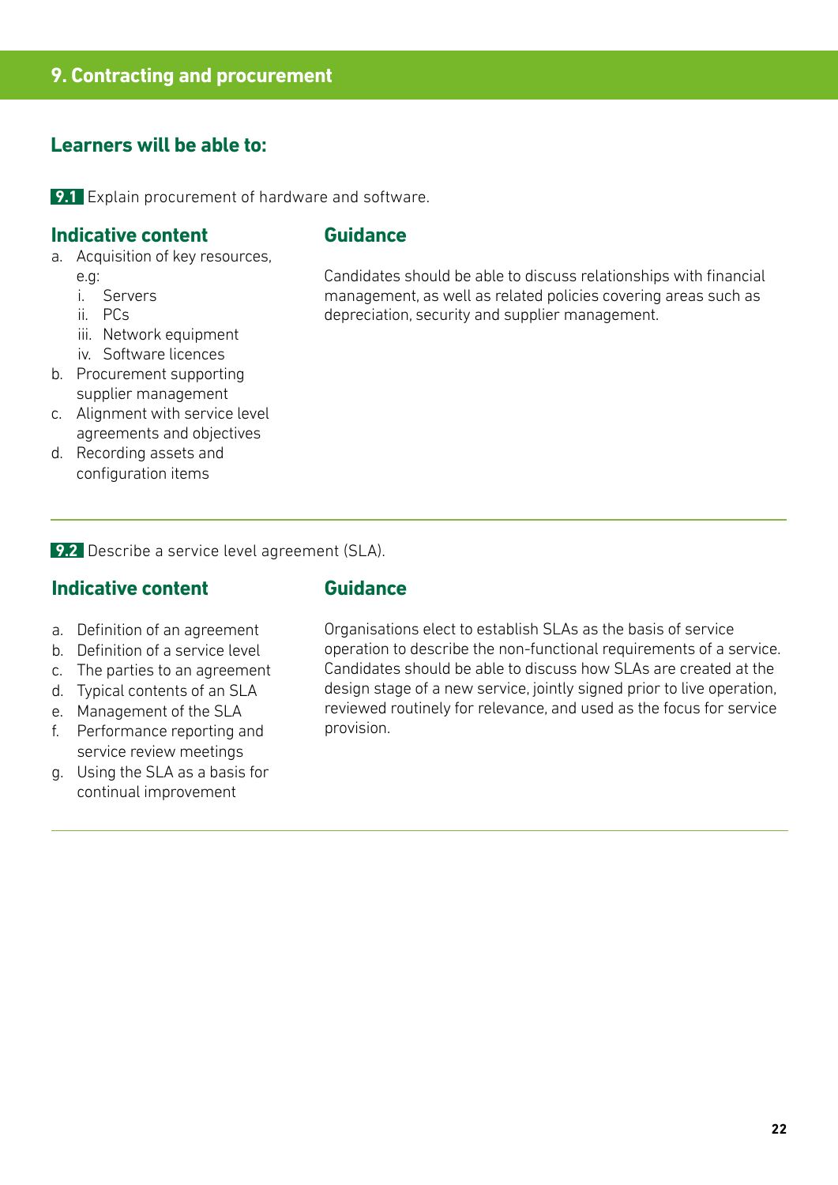# 9. Contracting and procurement

## Learners will be able to:

**9.1** Explain procurement of hardware and software.

### Indicative content

a. Acquisition of key resources, e.g:
   i. Servers
   ii. PCs
   iii. Network equipment
   iv. Software licences
b. Procurement supporting supplier management
c. Alignment with service level agreements and objectives
d. Recording assets and configuration items

### Guidance

Candidates should be able to discuss relationships with financial management, as well as related policies covering areas such as depreciation, security and supplier management.

---

**9.2** Describe a service level agreement (SLA).

### Indicative content

a. Definition of an agreement
b. Definition of a service level
c. The parties to an agreement
d. Typical contents of an SLA
e. Management of the SLA
f. Performance reporting and service review meetings
g. Using the SLA as a basis for continual improvement

### Guidance

Organisations elect to establish SLAs as the basis of service operation to describe the non-functional requirements of a service. Candidates should be able to discuss how SLAs are created at the design stage of a new service, jointly signed prior to live operation, reviewed routinely for relevance, and used as the focus for service provision.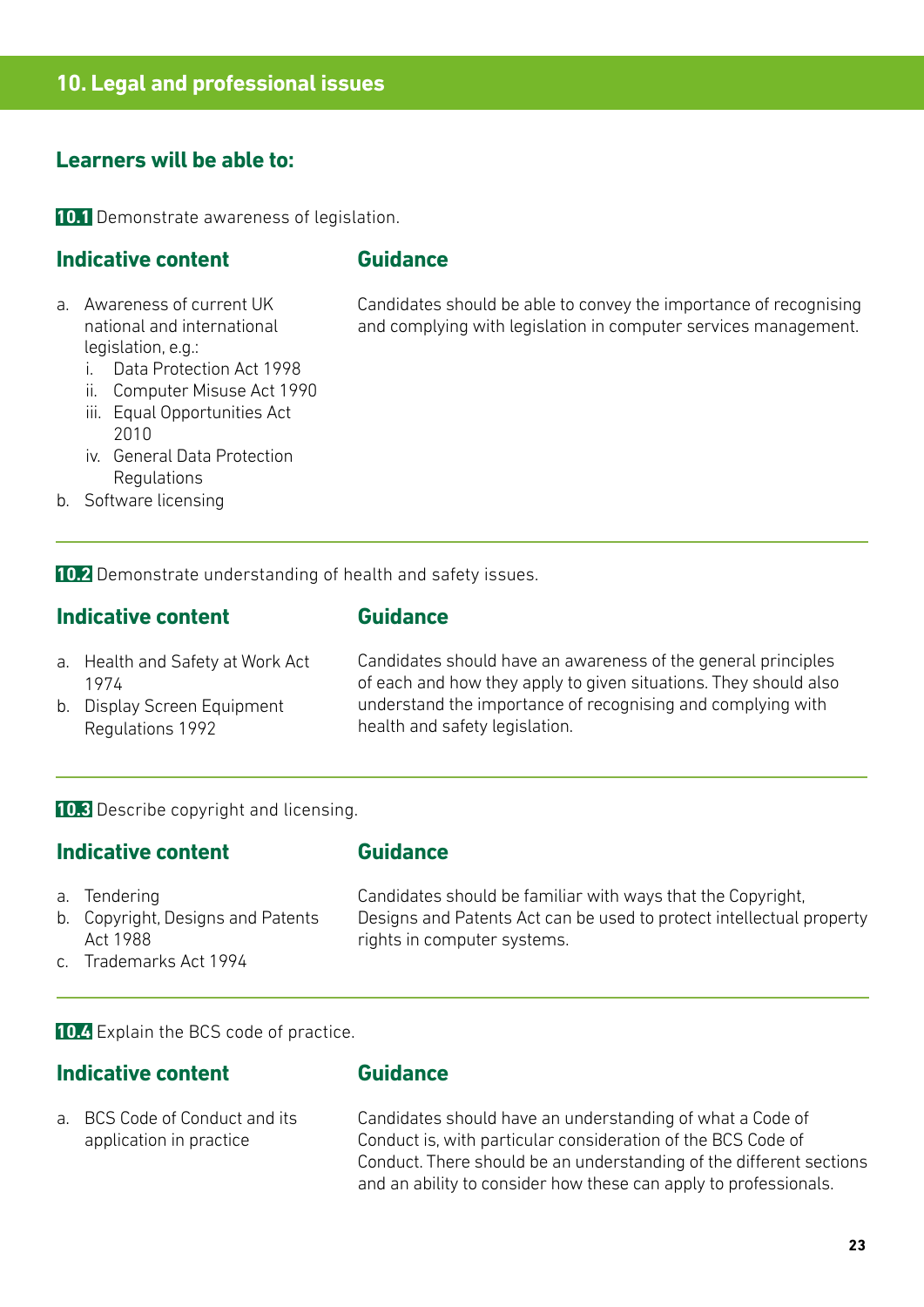## 10. Legal and professional issues

### Learners will be able to:

**10.1** Demonstrate awareness of legislation.

| Indicative content | Guidance |
|---|---|
| a. Awareness of current UK national and international legislation, e.g.:<br>i. Data Protection Act 1998<br>ii. Computer Misuse Act 1990<br>iii. Equal Opportunities Act 2010<br>iv. General Data Protection Regulations<br>b. Software licensing | Candidates should be able to convey the importance of recognising and complying with legislation in computer services management. |

**10.2** Demonstrate understanding of health and safety issues.

| Indicative content | Guidance |
|---|---|
| a. Health and Safety at Work Act 1974<br>b. Display Screen Equipment Regulations 1992 | Candidates should have an awareness of the general principles of each and how they apply to given situations. They should also understand the importance of recognising and complying with health and safety legislation. |

**10.3** Describe copyright and licensing.

| Indicative content | Guidance |
|---|---|
| a. Tendering<br>b. Copyright, Designs and Patents Act 1988<br>c. Trademarks Act 1994 | Candidates should be familiar with ways that the Copyright, Designs and Patents Act can be used to protect intellectual property rights in computer systems. |

**10.4** Explain the BCS code of practice.

| Indicative content | Guidance |
|---|---|
| a. BCS Code of Conduct and its application in practice | Candidates should have an understanding of what a Code of Conduct is, with particular consideration of the BCS Code of Conduct. There should be an understanding of the different sections and an ability to consider how these can apply to professionals. |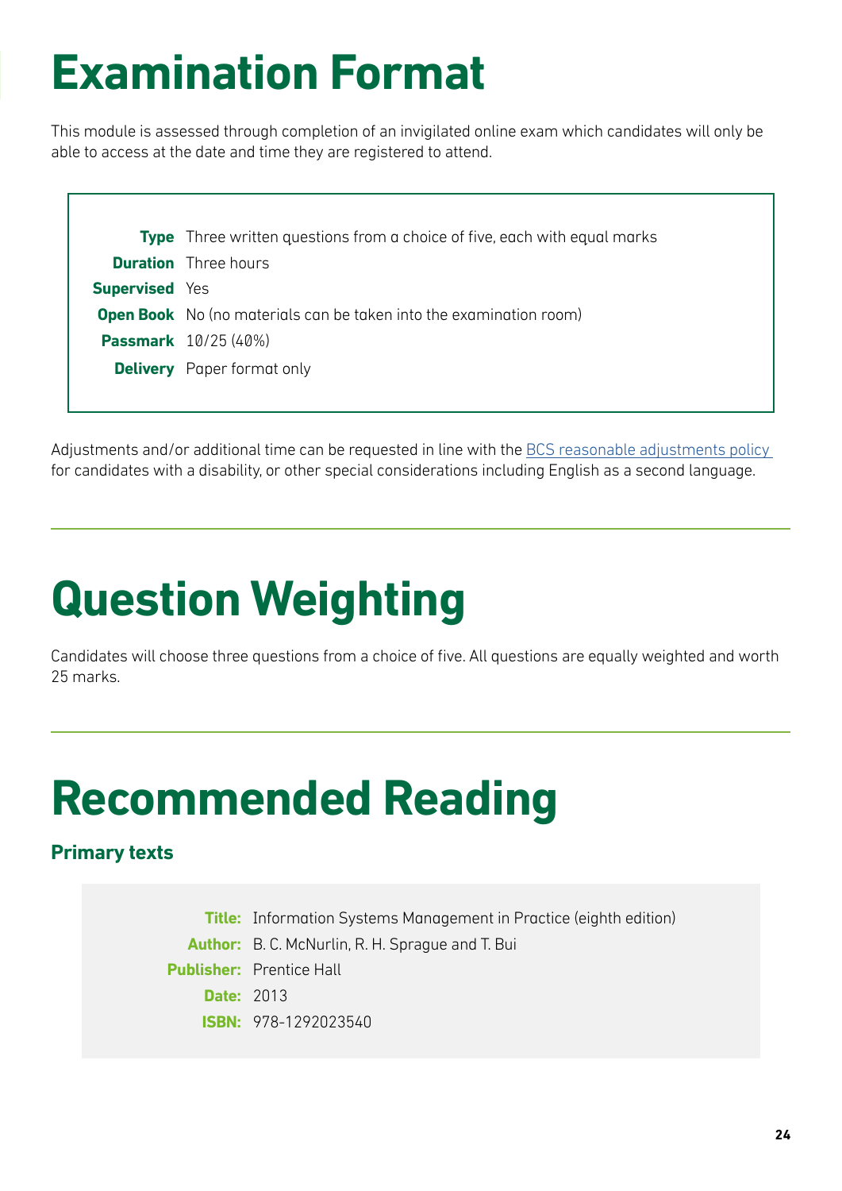# Examination Format

This module is assessed through completion of an invigilated online exam which candidates will only be able to access at the date and time they are registered to attend.

| | |
|---|---|
| **Type** | Three written questions from a choice of five, each with equal marks |
| **Duration** | Three hours |
| **Supervised** | Yes |
| **Open Book** | No (no materials can be taken into the examination room) |
| **Passmark** | 10/25 (40%) |
| **Delivery** | Paper format only |

Adjustments and/or additional time can be requested in line with the BCS reasonable adjustments policy for candidates with a disability, or other special considerations including English as a second language.

# Question Weighting

Candidates will choose three questions from a choice of five. All questions are equally weighted and worth 25 marks.

# Recommended Reading

## Primary texts

| | |
|---|---|
| **Title:** | Information Systems Management in Practice (eighth edition) |
| **Author:** | B. C. McNurlin, R. H. Sprague and T. Bui |
| **Publisher:** | Prentice Hall |
| **Date:** | 2013 |
| **ISBN:** | 978-1292023540 |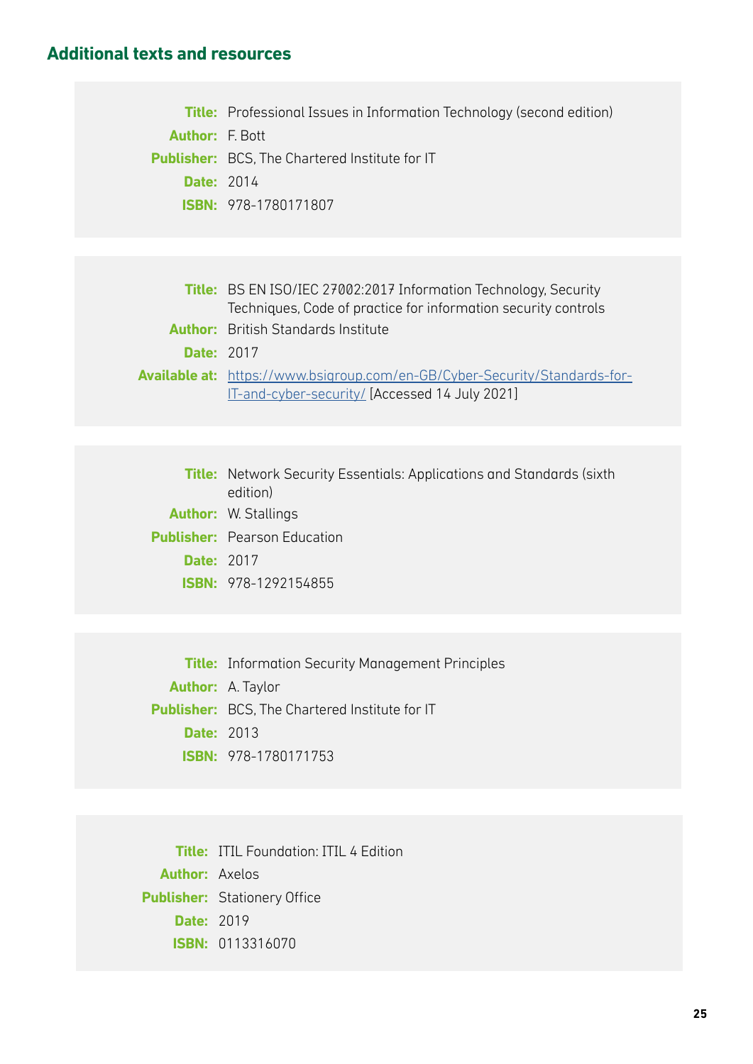## Additional texts and resources

**Title:** Professional Issues in Information Technology (second edition)
**Author:** F. Bott
**Publisher:** BCS, The Chartered Institute for IT
**Date:** 2014
**ISBN:** 978-1780171807

**Title:** BS EN ISO/IEC 27002:2017 Information Technology, Security Techniques, Code of practice for information security controls
**Author:** British Standards Institute
**Date:** 2017
**Available at:** [https://www.bsigroup.com/en-GB/Cyber-Security/Standards-for-IT-and-cyber-security/](https://www.bsigroup.com/en-GB/Cyber-Security/Standards-for-IT-and-cyber-security/) [Accessed 14 July 2021]

**Title:** Network Security Essentials: Applications and Standards (sixth edition)
**Author:** W. Stallings
**Publisher:** Pearson Education
**Date:** 2017
**ISBN:** 978-1292154855

**Title:** Information Security Management Principles
**Author:** A. Taylor
**Publisher:** BCS, The Chartered Institute for IT
**Date:** 2013
**ISBN:** 978-1780171753

**Title:** ITIL Foundation: ITIL 4 Edition
**Author:** Axelos
**Publisher:** Stationery Office
**Date:** 2019
**ISBN:** 0113316070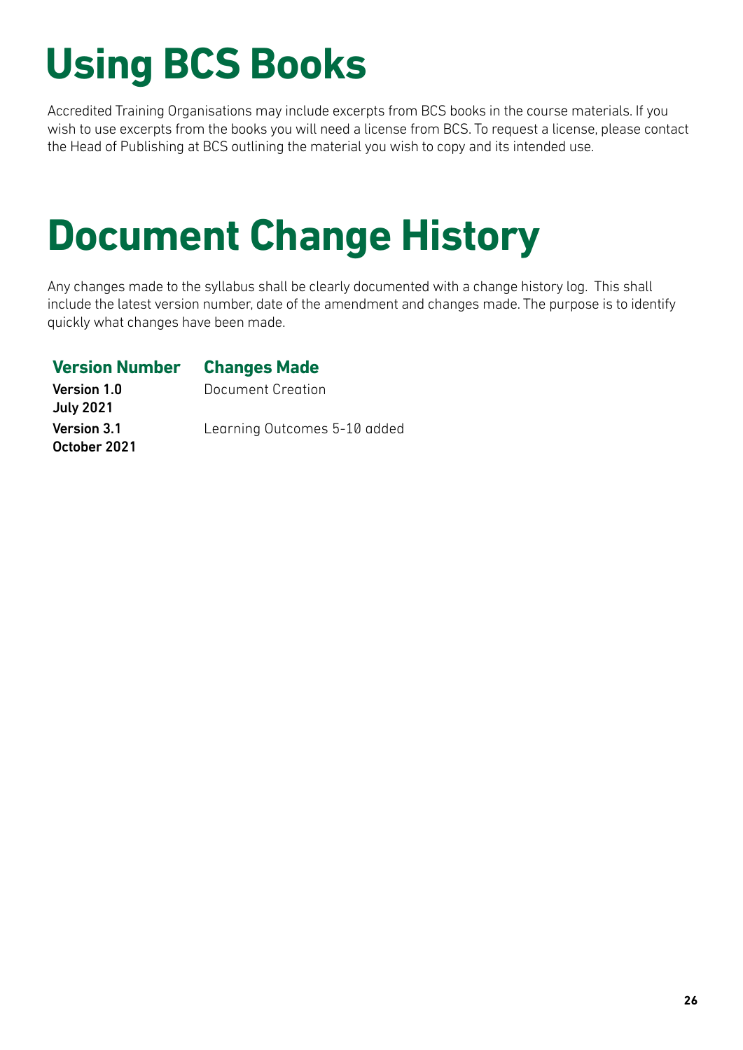# Using BCS Books

Accredited Training Organisations may include excerpts from BCS books in the course materials. If you wish to use excerpts from the books you will need a license from BCS. To request a license, please contact the Head of Publishing at BCS outlining the material you wish to copy and its intended use.

# Document Change History

Any changes made to the syllabus shall be clearly documented with a change history log. This shall include the latest version number, date of the amendment and changes made. The purpose is to identify quickly what changes have been made.

| Version Number | Changes Made |
| --- | --- |
| **Version 1.0 July 2021** | Document Creation |
| **Version 3.1 October 2021** | Learning Outcomes 5-10 added |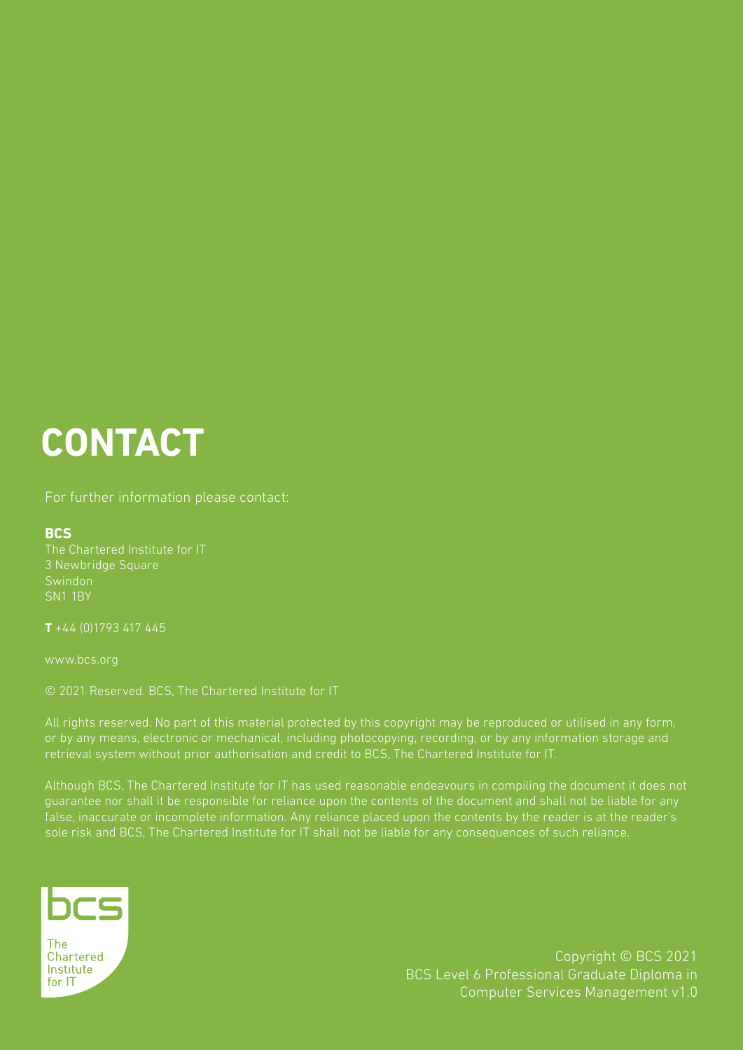# CONTACT

For further information please contact:

**BCS**
The Chartered Institute for IT
3 Newbridge Square
Swindon
SN1 1BY

**T** +44 (0)1793 417 445

www.bcs.org

© 2021 Reserved. BCS, The Chartered Institute for IT

All rights reserved. No part of this material protected by this copyright may be reproduced or utilised in any form, or by any means, electronic or mechanical, including photocopying, recording, or by any information storage and retrieval system without prior authorisation and credit to BCS, The Chartered Institute for IT.

Although BCS, The Chartered Institute for IT has used reasonable endeavours in compiling the document it does not guarantee nor shall it be responsible for reliance upon the contents of the document and shall not be liable for any false, inaccurate or incomplete information. Any reliance placed upon the contents by the reader is at the reader's sole risk and BCS, The Chartered Institute for IT shall not be liable for any consequences of such reliance.

bcs
The Chartered Institute for IT

Copyright © BCS 2021
BCS Level 6 Professional Graduate Diploma in Computer Services Management v1.0